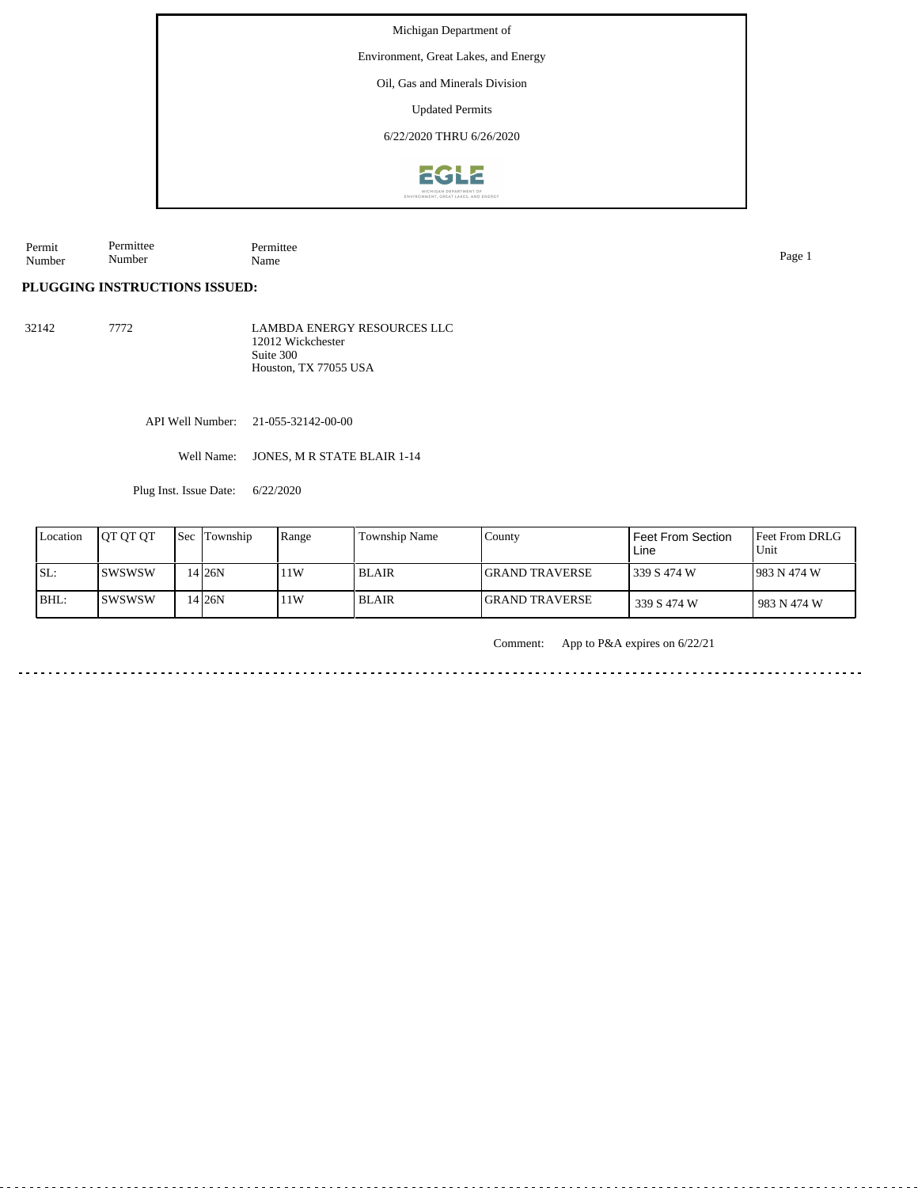Michigan Department of

Environment, Great Lakes, and Energy

Oil, Gas and Minerals Division

Updated Permits

6/22/2020 THRU 6/26/2020

| Permit Number | Permittee Number | Permittee Name |
|---|---|---|

## PLUGGING INSTRUCTIONS ISSUED:

| | | |
|---|---|---|
| 32142 | 7772 | LAMBDA ENERGY RESOURCES LLC<br>12012 Wickchester<br>Suite 300<br>Houston, TX 77055 USA |

API Well Number: 21-055-32142-00-00

Well Name: JONES, M R STATE BLAIR 1-14

Plug Inst. Issue Date: 6/22/2020

| Location | QT QT QT | Sec | Township | Range | Township Name | County | Feet From Section Line | Feet From DRLG Unit |
|---|---|---|---|---|---|---|---|---|
| SL: | SWSWSW | 14 | 26N | 11W | BLAIR | GRAND TRAVERSE | 339 S 474 W | 983 N 474 W |
| BHL: | SWSWSW | 14 | 26N | 11W | BLAIR | GRAND TRAVERSE | 339 S 474 W | 983 N 474 W |

Comment: App to P&A expires on 6/22/21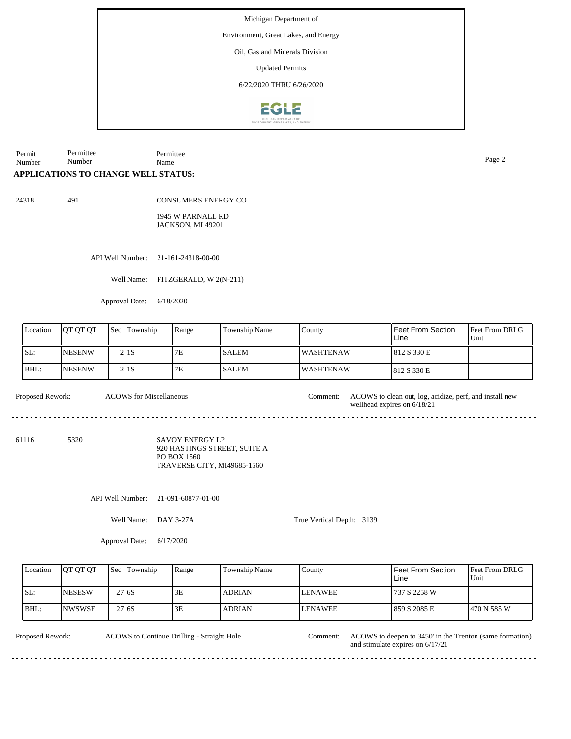Michigan Department of

Environment, Great Lakes, and Energy

Oil, Gas and Minerals Division

Updated Permits

6/22/2020 THRU 6/26/2020

Permit Number | Permittee Number | Permittee Name

## APPLICATIONS TO CHANGE WELL STATUS:

24318 491 CONSUMERS ENERGY CO

1945 W PARNALL RD
JACKSON, MI 49201

API Well Number: 21-161-24318-00-00

Well Name: FITZGERALD, W 2(N-211)

Approval Date: 6/18/2020

| Location | QT QT QT | Sec | Township | Range | Township Name | County | Feet From Section Line | Feet From DRLG Unit |
|---|---|---|---|---|---|---|---|---|
| SL: | NESENW | 2 | 1S | 7E | SALEM | WASHTENAW | 812 S 330 E | |
| BHL: | NESENW | 2 | 1S | 7E | SALEM | WASHTENAW | 812 S 330 E | |

Proposed Rework: ACOWS for Miscellaneous

Comment: ACOWS to clean out, log, acidize, perf, and install new wellhead expires on 6/18/21

---

61116 5320 SAVOY ENERGY LP

920 HASTINGS STREET, SUITE A
PO BOX 1560
TRAVERSE CITY, MI49685-1560

API Well Number: 21-091-60877-01-00

Well Name: DAY 3-27A

True Vertical Depth: 3139

Approval Date: 6/17/2020

| Location | QT QT QT | Sec | Township | Range | Township Name | County | Feet From Section Line | Feet From DRLG Unit |
|---|---|---|---|---|---|---|---|---|
| SL: | NESESW | 27 | 6S | 3E | ADRIAN | LENAWEE | 737 S 2258 W | |
| BHL: | NWSWSE | 27 | 6S | 3E | ADRIAN | LENAWEE | 859 S 2085 E | 470 N 585 W |

Proposed Rework: ACOWS to Continue Drilling - Straight Hole

Comment: ACOWS to deepen to 3450' in the Trenton (same formation) and stimulate expires on 6/17/21